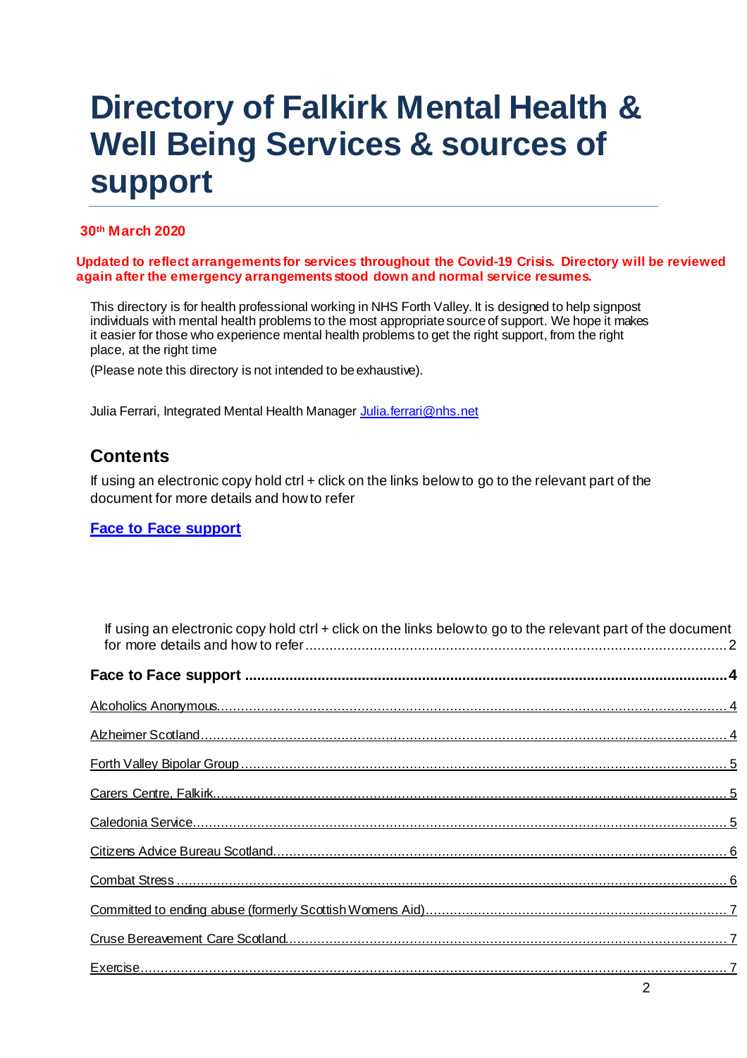# Directory of Falkirk Mental Health & Well Being Services & sources of support

**30th March 2020**

**Updated to reflect arrangements for services throughout the Covid-19 Crisis. Directory will be reviewed again after the emergency arrangements stood down and normal service resumes.**

This directory is for health professional working in NHS Forth Valley. It is designed to help signpost individuals with mental health problems to the most appropriate source of support. We hope it makes it easier for those who experience mental health problems to get the right support, from the right place, at the right time

(Please note this directory is not intended to be exhaustive).

Julia Ferrari, Integrated Mental Health Manager Julia.ferrari@nhs.net

## Contents

If using an electronic copy hold ctrl + click on the links below to go to the relevant part of the document for more details and how to refer

**Face to Face support**

If using an electronic copy hold ctrl + click on the links below to go to the relevant part of the document for more details and how to refer ........ 2

**Face to Face support ........ 4**

Alcoholics Anonymous ........ 4

Alzheimer Scotland ........ 4

Forth Valley Bipolar Group ........ 5

Carers Centre, Falkirk ........ 5

Caledonia Service ........ 5

Citizens Advice Bureau Scotland ........ 6

Combat Stress ........ 6

Committed to ending abuse (formerly Scottish Womens Aid) ........ 7

Cruse Bereavement Care Scotland ........ 7

Exercise ........ 7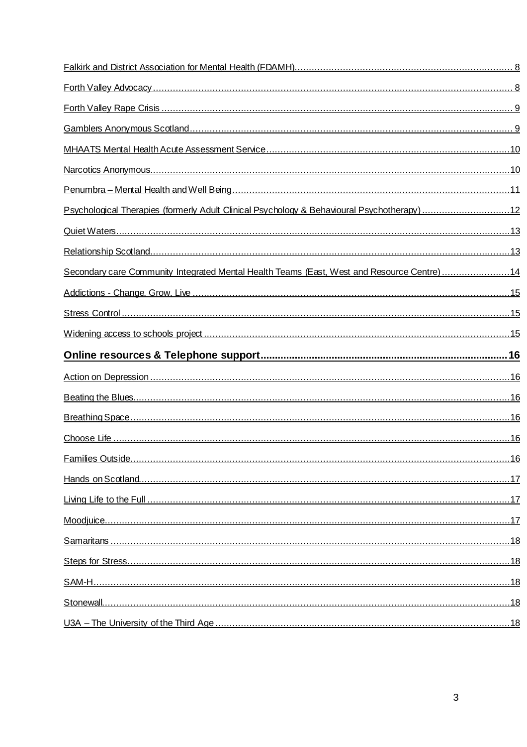Falkirk and District Association for Mental Health (FDAMH) ........ 8

Forth Valley Advocacy ........ 8

Forth Valley Rape Crisis ........ 9

Gamblers Anonymous Scotland ........ 9

MHAATS Mental Health Acute Assessment Service ........ 10

Narcotics Anonymous ........ 10

Penumbra – Mental Health and Well Being ........ 11

Psychological Therapies (formerly Adult Clinical Psychology & Behavioural Psychotherapy) ........ 12

Quiet Waters ........ 13

Relationship Scotland ........ 13

Secondary care Community Integrated Mental Health Teams (East, West and Resource Centre) ........ 14

Addictions - Change, Grow, Live ........ 15

Stress Control ........ 15

Widening access to schools project ........ 15

**Online resources & Telephone support ........ 16**

Action on Depression ........ 16

Beating the Blues ........ 16

Breathing Space ........ 16

Choose Life ........ 16

Families Outside ........ 16

Hands on Scotland ........ 17

Living Life to the Full ........ 17

Moodjuice ........ 17

Samaritans ........ 18

Steps for Stress ........ 18

SAM-H ........ 18

Stonewall ........ 18

U3A – The University of the Third Age ........ 18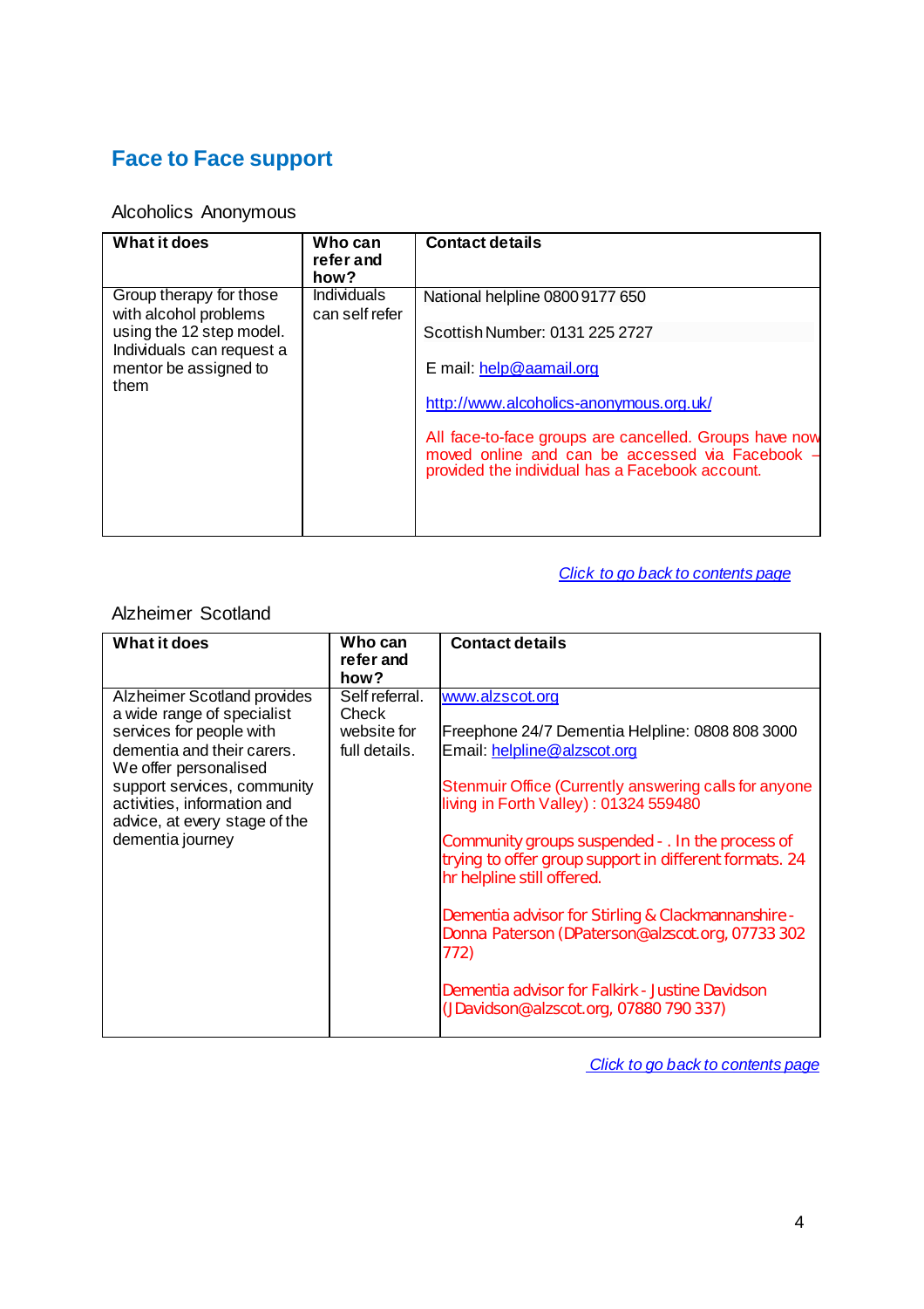## Face to Face support

### Alcoholics Anonymous

| What it does | Who can refer and how? | Contact details |
|---|---|---|
| Group therapy for those with alcohol problems using the 12 step model. Individuals can request a mentor be assigned to them | Individuals can self refer | National helpline 0800 9177 650<br><br>Scottish Number: 0131 225 2727<br><br>E mail: help@aamail.org<br><br>http://www.alcoholics-anonymous.org.uk/<br><br>All face-to-face groups are cancelled. Groups have now moved online and can be accessed via Facebook – provided the individual has a Facebook account. |

Click to go back to contents page

### Alzheimer Scotland

| What it does | Who can refer and how? | Contact details |
|---|---|---|
| Alzheimer Scotland provides a wide range of specialist services for people with dementia and their carers. We offer personalised support services, community activities, information and advice, at every stage of the dementia journey | Self referral. Check website for full details. | www.alzscot.org<br><br>Freephone 24/7 Dementia Helpline: 0808 808 3000<br>Email: helpline@alzscot.org<br><br>Stenmuir Office (Currently answering calls for anyone living in Forth Valley) : 01324 559480<br><br>Community groups suspended - . In the process of trying to offer group support in different formats. 24 hr helpline still offered.<br><br>Dementia advisor for Stirling & Clackmannanshire - Donna Paterson (DPaterson@alzscot.org, 07733 302 772)<br><br>Dementia advisor for Falkirk - Justine Davidson (JDavidson@alzscot.org, 07880 790 337) |

Click to go back to contents page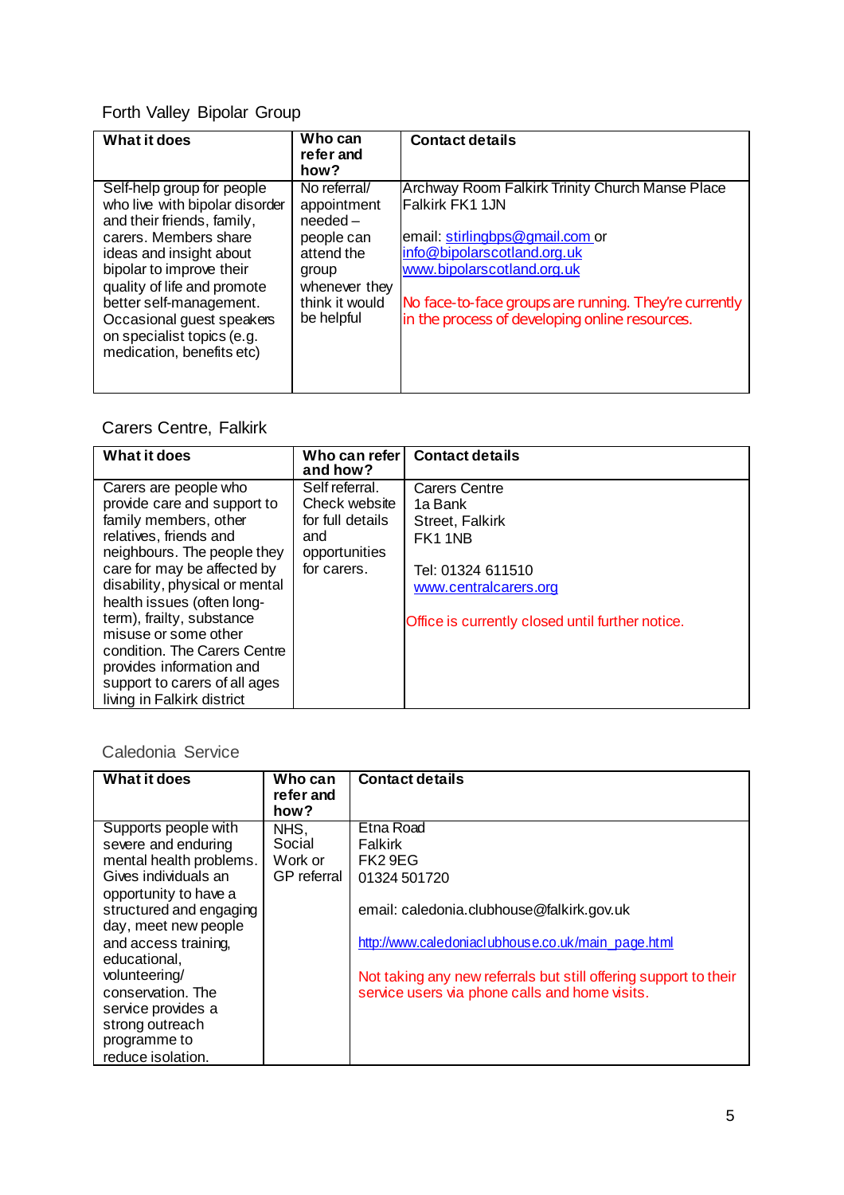## Forth Valley Bipolar Group

| What it does | Who can refer and how? | Contact details |
|---|---|---|
| Self-help group for people who live with bipolar disorder and their friends, family, carers. Members share ideas and insight about bipolar to improve their quality of life and promote better self-management. Occasional guest speakers on specialist topics (e.g. medication, benefits etc) | No referral/ appointment needed – people can attend the group whenever they think it would be helpful | Archway Room Falkirk Trinity Church Manse Place Falkirk FK1 1JN<br><br>email: stirlingbps@gmail.com or info@bipolarscotland.org.uk www.bipolarscotland.org.uk<br><br>No face-to-face groups are running. They're currently in the process of developing online resources. |

## Carers Centre, Falkirk

| What it does | Who can refer and how? | Contact details |
|---|---|---|
| Carers are people who provide care and support to family members, other relatives, friends and neighbours. The people they care for may be affected by disability, physical or mental health issues (often long-term), frailty, substance misuse or some other condition. The Carers Centre provides information and support to carers of all ages living in Falkirk district | Self referral. Check website for full details and opportunities for carers. | Carers Centre<br>1a Bank Street, Falkirk<br>FK1 1NB<br><br>Tel: 01324 611510<br>www.centralcarers.org<br><br>Office is currently closed until further notice. |

## Caledonia Service

| What it does | Who can refer and how? | Contact details |
|---|---|---|
| Supports people with severe and enduring mental health problems. Gives individuals an opportunity to have a structured and engaging day, meet new people and access training, educational, volunteering/ conservation. The service provides a strong outreach programme to reduce isolation. | NHS, Social Work or GP referral | Etna Road<br>Falkirk<br>FK2 9EG<br>01324 501720<br><br>email: caledonia.clubhouse@falkirk.gov.uk<br><br>http://www.caledoniaclubhouse.co.uk/main_page.html<br><br>Not taking any new referrals but still offering support to their service users via phone calls and home visits. |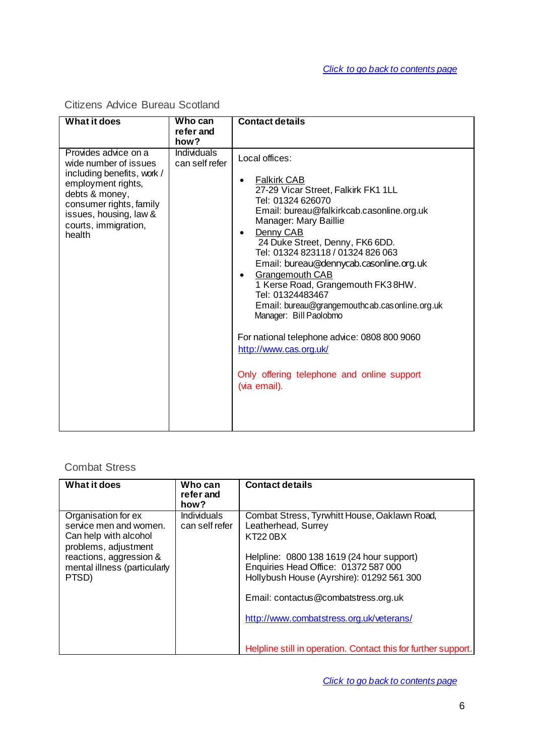[Click to go back to contents page]

Citizens Advice Bureau Scotland

| What it does | Who can refer and how? | Contact details |
| --- | --- | --- |
| Provides advice on a wide number of issues including benefits, work / employment rights, debts & money, consumer rights, family issues, housing, law & courts, immigration, health | Individuals can self refer | Local offices:<br><br>• Falkirk CAB<br>27-29 Vicar Street, Falkirk FK1 1LL<br>Tel: 01324 626070<br>Email: bureau@falkirkcab.casonline.org.uk<br>Manager: Mary Baillie<br>• Denny CAB<br>24 Duke Street, Denny, FK6 6DD.<br>Tel: 01324 823118 / 01324 826 063<br>Email: bureau@dennycab.casonline.org.uk<br>• Grangemouth CAB<br>1 Kerse Road, Grangemouth FK3 8HW.<br>Tel: 01324483467<br>Email: bureau@grangemouthcab.casonline.org.uk<br>Manager: Bill Paolobmo<br><br>For national telephone advice: 0808 800 9060<br>http://www.cas.org.uk/<br><br>Only offering telephone and online support (via email). |

Combat Stress

| What it does | Who can refer and how? | Contact details |
| --- | --- | --- |
| Organisation for ex service men and women. Can help with alcohol problems, adjustment reactions, aggression & mental illness (particularly PTSD) | Individuals can self refer | Combat Stress, Tyrwhitt House, Oaklawn Road, Leatherhead, Surrey<br>KT22 0BX<br><br>Helpline: 0800 138 1619 (24 hour support)<br>Enquiries Head Office: 01372 587 000<br>Hollybush House (Ayrshire): 01292 561 300<br><br>Email: contactus@combatstress.org.uk<br><br>http://www.combatstress.org.uk/veterans/<br><br>Helpline still in operation. Contact this for further support. |

[Click to go back to contents page]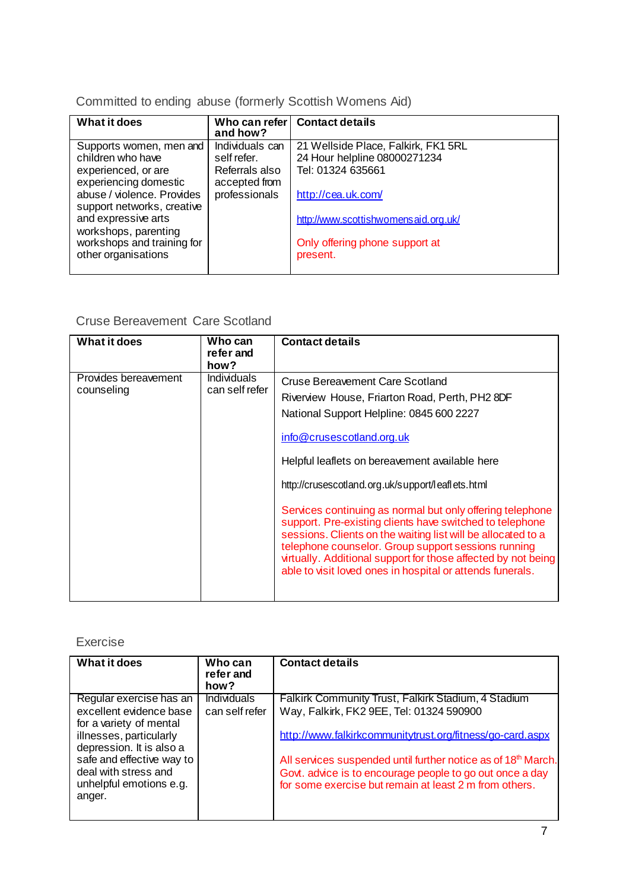## Committed to ending abuse (formerly Scottish Womens Aid)

| What it does | Who can refer and how? | Contact details |
|---|---|---|
| Supports women, men and children who have experienced, or are experiencing domestic abuse / violence. Provides support networks, creative and expressive arts workshops, parenting workshops and training for other organisations | Individuals can self refer. Referrals also accepted from professionals | 21 Wellside Place, Falkirk, FK1 5RL<br>24 Hour helpline 08000271234<br>Tel: 01324 635661<br><br>http://cea.uk.com/<br><br>http://www.scottishwomensaid.org.uk/<br><br>Only offering phone support at present. |

## Cruse Bereavement Care Scotland

| What it does | Who can refer and how? | Contact details |
|---|---|---|
| Provides bereavement counseling | Individuals can self refer | Cruse Bereavement Care Scotland<br>Riverview House, Friarton Road, Perth, PH2 8DF<br>National Support Helpline: 0845 600 2227<br><br>info@crusescotland.org.uk<br><br>Helpful leaflets on bereavement available here<br><br>http://crusescotland.org.uk/support/leaflets.html<br><br>Services continuing as normal but only offering telephone support. Pre-existing clients have switched to telephone sessions. Clients on the waiting list will be allocated to a telephone counselor. Group support sessions running virtually. Additional support for those affected by not being able to visit loved ones in hospital or attends funerals. |

## Exercise

| What it does | Who can refer and how? | Contact details |
|---|---|---|
| Regular exercise has an excellent evidence base for a variety of mental illnesses, particularly depression. It is also a safe and effective way to deal with stress and unhelpful emotions e.g. anger. | Individuals can self refer | Falkirk Community Trust, Falkirk Stadium, 4 Stadium Way, Falkirk, FK2 9EE, Tel: 01324 590900<br><br>http://www.falkirkcommunitytrust.org/fitness/go-card.aspx<br><br>All services suspended until further notice as of 18th March. Govt. advice is to encourage people to go out once a day for some exercise but remain at least 2 m from others. |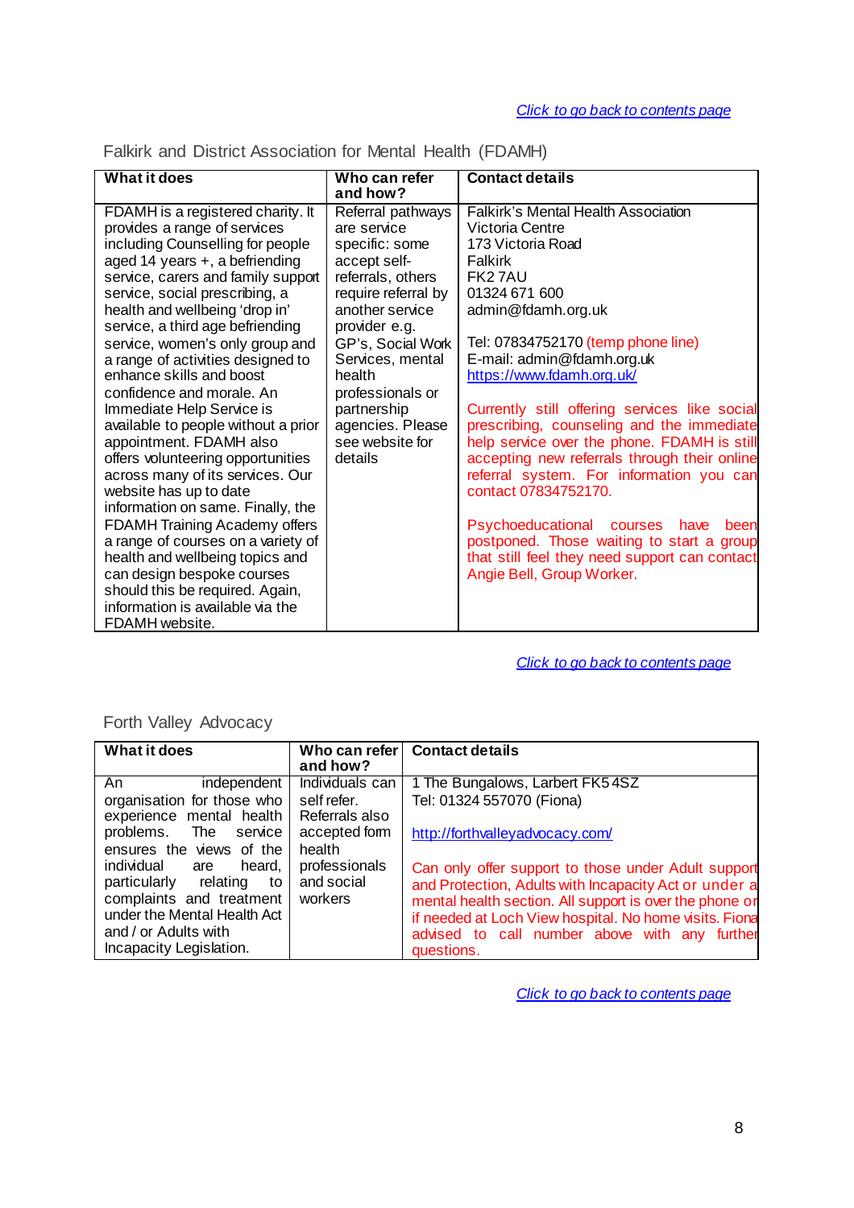[Click to go back to contents page]

Falkirk and District Association for Mental Health (FDAMH)

| What it does | Who can refer and how? | Contact details |
|---|---|---|
| FDAMH is a registered charity. It provides a range of services including Counselling for people aged 14 years +, a befriending service, carers and family support service, social prescribing, a health and wellbeing 'drop in' service, a third age befriending service, women's only group and a range of activities designed to enhance skills and boost confidence and morale. An Immediate Help Service is available to people without a prior appointment. FDAMH also offers volunteering opportunities across many of its services. Our website has up to date information on same. Finally, the FDAMH Training Academy offers a range of courses on a variety of health and wellbeing topics and can design bespoke courses should this be required. Again, information is available via the FDAMH website. | Referral pathways are service specific: some accept self-referrals, others require referral by another service provider e.g. GP's, Social Work Services, mental health professionals or partnership agencies. Please see website for details | Falkirk's Mental Health Association<br>Victoria Centre<br>173 Victoria Road<br>Falkirk<br>FK2 7AU<br>01324 671 600<br>admin@fdamh.org.uk<br><br>Tel: 07834752170 (temp phone line)<br>E-mail: admin@fdamh.org.uk<br>https://www.fdamh.org.uk/<br><br>Currently still offering services like social prescribing, counseling and the immediate help service over the phone. FDAMH is still accepting new referrals through their online referral system. For information you can contact 07834752170.<br><br>Psychoeducational courses have been postponed. Those waiting to start a group that still feel they need support can contact Angie Bell, Group Worker. |

[Click to go back to contents page]

Forth Valley Advocacy

| What it does | Who can refer and how? | Contact details |
|---|---|---|
| An independent organisation for those who experience mental health problems. The service ensures the views of the individual are heard, particularly relating to complaints and treatment under the Mental Health Act and / or Adults with Incapacity Legislation. | Individuals can self refer. Referrals also accepted form health professionals and social workers | 1 The Bungalows, Larbert FK5 4SZ<br>Tel: 01324 557070 (Fiona)<br><br>http://forthvalleyadvocacy.com/<br><br>Can only offer support to those under Adult support and Protection, Adults with Incapacity Act or under a mental health section. All support is over the phone or if needed at Loch View hospital. No home visits. Fiona advised to call number above with any further questions. |

[Click to go back to contents page]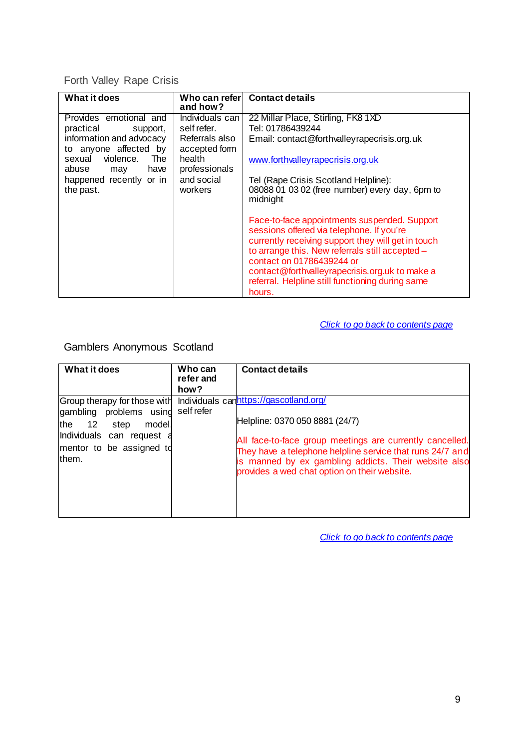## Forth Valley Rape Crisis

| What it does | Who can refer and how? | Contact details |
|---|---|---|
| Provides emotional and practical support, information and advocacy to anyone affected by sexual violence. The abuse may have happened recently or in the past. | Individuals can self refer. Referrals also accepted fom health professionals and social workers | 22 Millar Place, Stirling, FK8 1XD<br>Tel: 01786439244<br>Email: contact@forthvalleyrapecrisis.org.uk<br><br>[www.forthvalleyrapecrisis.org.uk](http://www.forthvalleyrapecrisis.org.uk)<br><br>Tel (Rape Crisis Scotland Helpline):<br>08088 01 03 02 (free number) every day, 6pm to midnight<br><br>Face-to-face appointments suspended. Support sessions offered via telephone. If you're currently receiving support they will get in touch to arrange this. New referrals still accepted – contact on 01786439244 or contact@forthvalleyrapecrisis.org.uk to make a referral. Helpline still functioning during same hours. |

[Click to go back to contents page]

## Gamblers Anonymous Scotland

| What it does | Who can refer and how? | Contact details |
|---|---|---|
| Group therapy for those with gambling problems using the 12 step model. Individuals can request a mentor to be assigned to them. | Individuals can self refer | [https://gascotland.org/](https://gascotland.org/)<br><br>Helpline: 0370 050 8881 (24/7)<br><br>All face-to-face group meetings are currently cancelled. They have a telephone helpline service that runs 24/7 and is manned by ex gambling addicts. Their website also provides a wed chat option on their website. |

[Click to go back to contents page]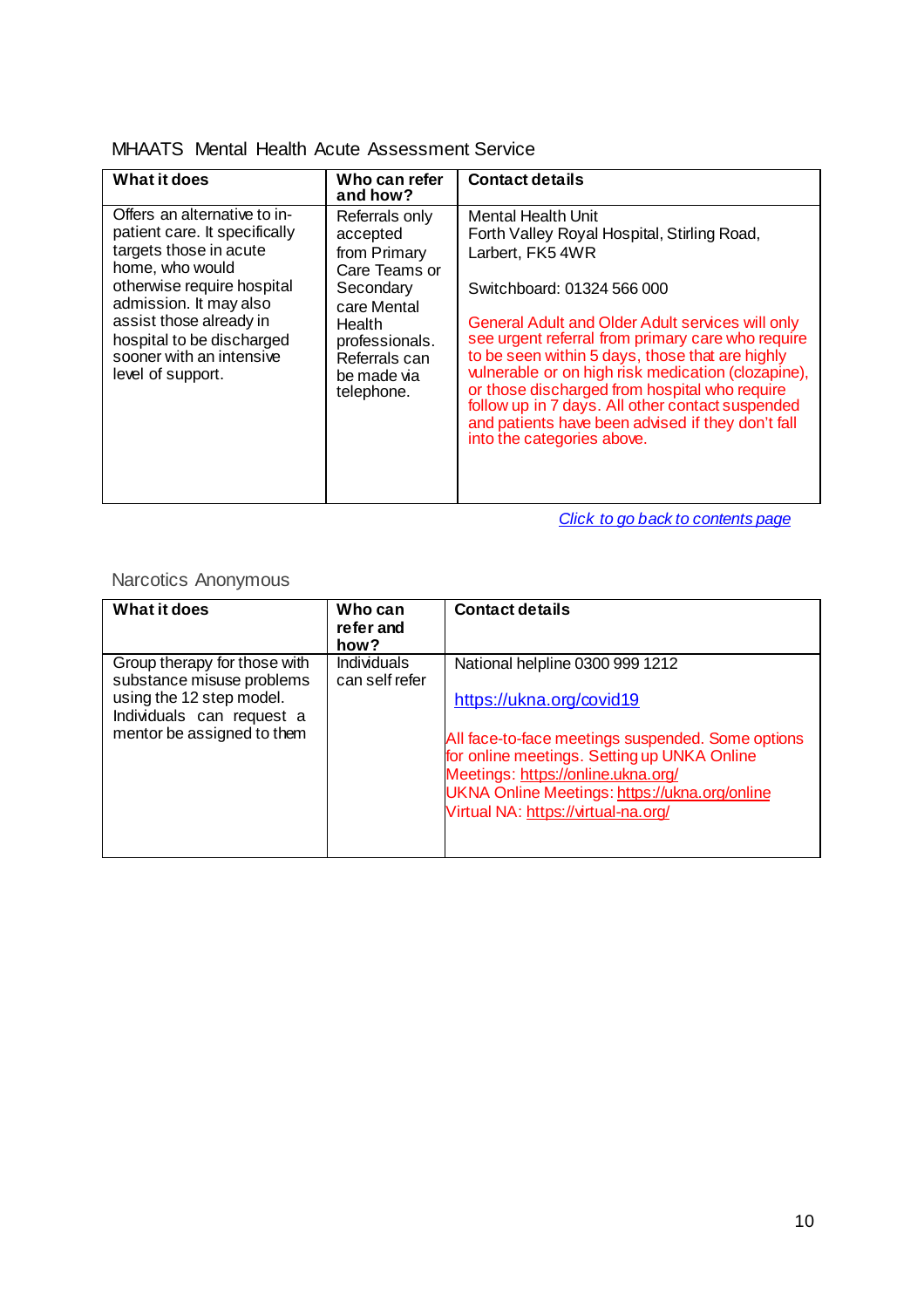## MHAATS Mental Health Acute Assessment Service

| What it does | Who can refer and how? | Contact details |
|---|---|---|
| Offers an alternative to in-patient care. It specifically targets those in acute home, who would otherwise require hospital admission. It may also assist those already in hospital to be discharged sooner with an intensive level of support. | Referrals only accepted from Primary Care Teams or Secondary care Mental Health professionals. Referrals can be made via telephone. | Mental Health Unit<br>Forth Valley Royal Hospital, Stirling Road, Larbert, FK5 4WR<br><br>Switchboard: 01324 566 000<br><br>General Adult and Older Adult services will only see urgent referral from primary care who require to be seen within 5 days, those that are highly vulnerable or on high risk medication (clozapine), or those discharged from hospital who require follow up in 7 days. All other contact suspended and patients have been advised if they don't fall into the categories above. |

*Click to go back to contents page*

## Narcotics Anonymous

| What it does | Who can refer and how? | Contact details |
|---|---|---|
| Group therapy for those with substance misuse problems using the 12 step model. Individuals can request a mentor be assigned to them | Individuals can self refer | National helpline 0300 999 1212<br><br>https://ukna.org/covid19<br><br>All face-to-face meetings suspended. Some options for online meetings. Setting up UNKA Online Meetings: https://online.ukna.org/<br>UKNA Online Meetings: https://ukna.org/online<br>Virtual NA: https://virtual-na.org/ |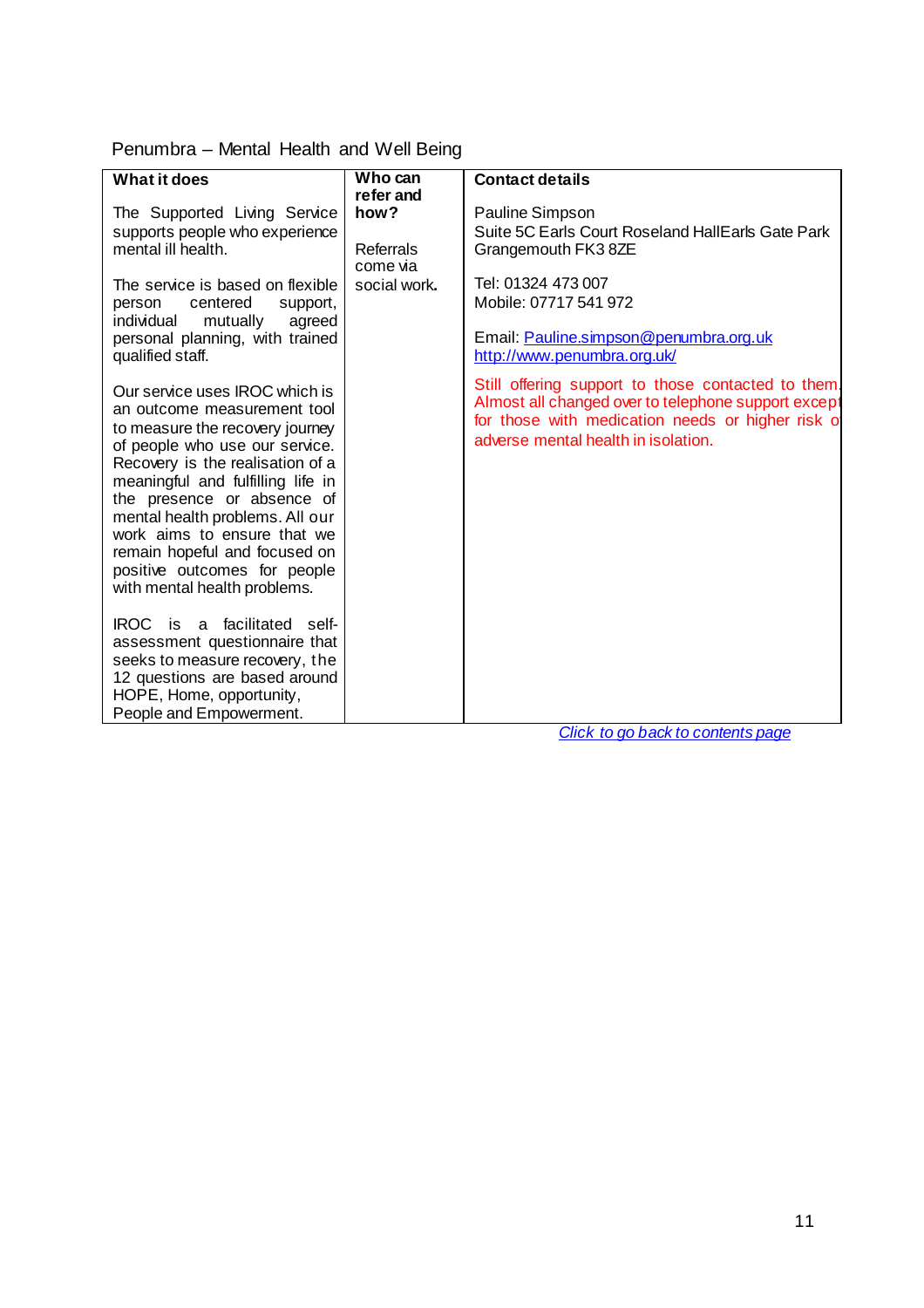Penumbra – Mental Health and Well Being

| What it does | Who can refer and how? | Contact details |
|---|---|---|
| The Supported Living Service supports people who experience mental ill health.<br><br>The service is based on flexible person centered support, individual mutually agreed personal planning, with trained qualified staff.<br><br>Our service uses IROC which is an outcome measurement tool to measure the recovery journey of people who use our service. Recovery is the realisation of a meaningful and fulfilling life in the presence or absence of mental health problems. All our work aims to ensure that we remain hopeful and focused on positive outcomes for people with mental health problems.<br><br>IROC is a facilitated self-assessment questionnaire that seeks to measure recovery, the 12 questions are based around HOPE, Home, opportunity, People and Empowerment. | Referrals come via social work. | Pauline Simpson<br>Suite 5C Earls Court Roseland HallEarls Gate Park Grangemouth FK3 8ZE<br><br>Tel: 01324 473 007<br>Mobile: 07717 541 972<br><br>Email: Pauline.simpson@penumbra.org.uk<br>http://www.penumbra.org.uk/<br><br>Still offering support to those contacted to them. Almost all changed over to telephone support except for those with medication needs or higher risk of adverse mental health in isolation. |

*Click to go back to contents page*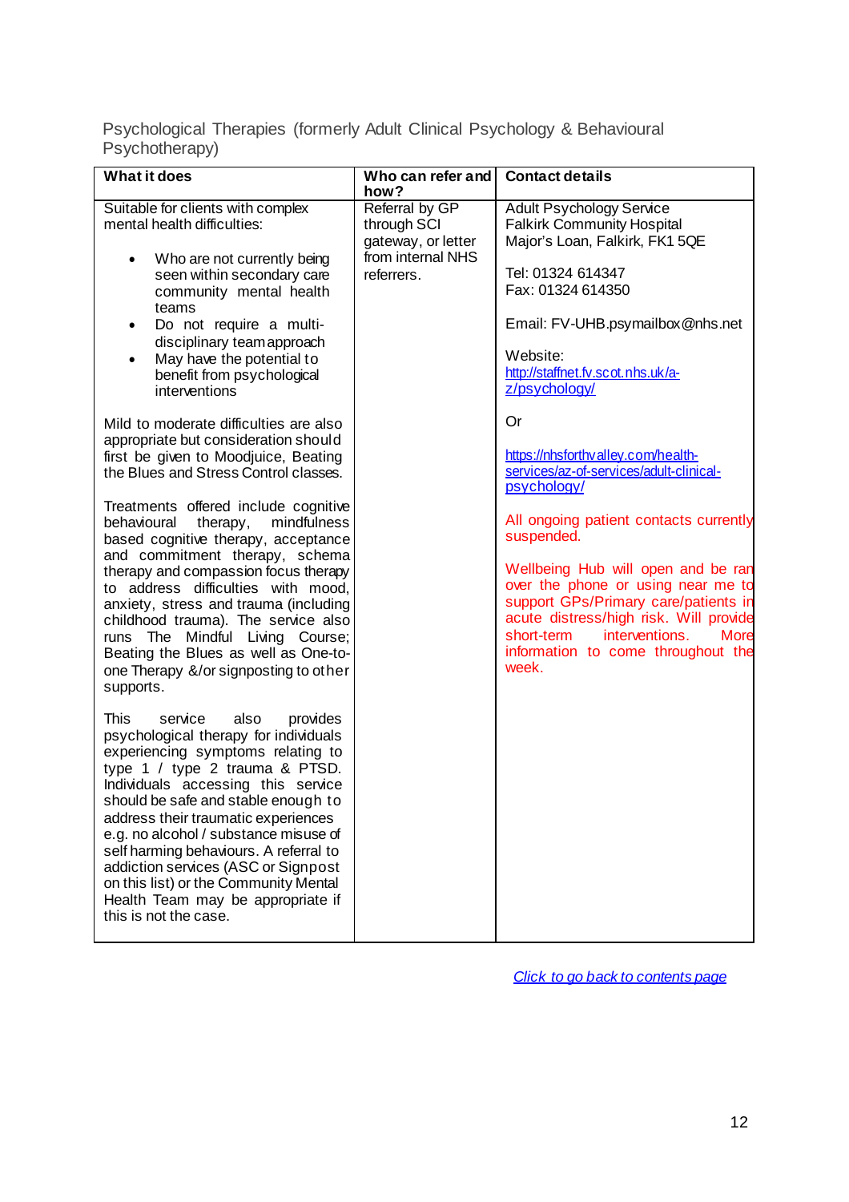## Psychological Therapies (formerly Adult Clinical Psychology & Behavioural Psychotherapy)

| What it does | Who can refer and how? | Contact details |
|---|---|---|
| Suitable for clients with complex mental health difficulties:<br><br>• Who are not currently being seen within secondary care community mental health teams<br>• Do not require a multi-disciplinary team approach<br>• May have the potential to benefit from psychological interventions<br><br>Mild to moderate difficulties are also appropriate but consideration should first be given to Moodjuice, Beating the Blues and Stress Control classes.<br><br>Treatments offered include cognitive behavioural therapy, mindfulness based cognitive therapy, acceptance and commitment therapy, schema therapy and compassion focus therapy to address difficulties with mood, anxiety, stress and trauma (including childhood trauma). The service also runs The Mindful Living Course; Beating the Blues as well as One-to-one Therapy &/or signposting to other supports.<br><br>This service also provides psychological therapy for individuals experiencing symptoms relating to type 1 / type 2 trauma & PTSD. Individuals accessing this service should be safe and stable enough to address their traumatic experiences e.g. no alcohol / substance misuse of self harming behaviours. A referral to addiction services (ASC or Signpost on this list) or the Community Mental Health Team may be appropriate if this is not the case. | Referral by GP through SCI gateway, or letter from internal NHS referrers. | Adult Psychology Service<br>Falkirk Community Hospital<br>Major's Loan, Falkirk, FK1 5QE<br><br>Tel: 01324 614347<br>Fax: 01324 614350<br><br>Email: FV-UHB.psymailbox@nhs.net<br><br>Website:<br>[http://staffnet.fv.scot.nhs.uk/a-z/psychology/](http://staffnet.fv.scot.nhs.uk/a-z/psychology/)<br><br>Or<br><br>[https://nhsforthvalley.com/health-services/az-of-services/adult-clinical-psychology/](https://nhsforthvalley.com/health-services/az-of-services/adult-clinical-psychology/)<br><br>All ongoing patient contacts currently suspended.<br><br>Wellbeing Hub will open and be ran over the phone or using near me to support GPs/Primary care/patients in acute distress/high risk. Will provide short-term interventions. More information to come throughout the week. |

*Click to go back to contents page*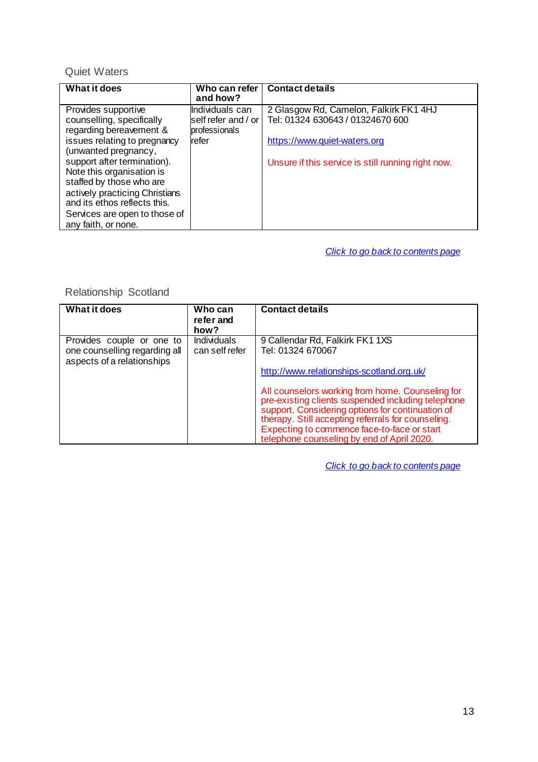## Quiet Waters

| What it does | Who can refer and how? | Contact details |
|---|---|---|
| Provides supportive counselling, specifically regarding bereavement & issues relating to pregnancy (unwanted pregnancy, support after termination). Note this organisation is staffed by those who are actively practicing Christians and its ethos reflects this. Services are open to those of any faith, or none. | Individuals can self refer and / or professionals refer | 2 Glasgow Rd, Camelon, Falkirk FK1 4HJ<br>Tel: 01324 630643 / 01324670 600<br><br>https://www.quiet-waters.org<br><br>Unsure if this service is still running right now. |

*Click to go back to contents page*

## Relationship Scotland

| What it does | Who can refer and how? | Contact details |
|---|---|---|
| Provides couple or one to one counselling regarding all aspects of a relationships | Individuals can self refer | 9 Callendar Rd, Falkirk FK1 1XS<br>Tel: 01324 670067<br><br>http://www.relationships-scotland.org.uk/<br><br>All counselors working from home. Counseling for pre-existing clients suspended including telephone support. Considering options for continuation of therapy. Still accepting referrals for counseling. Expecting to commence face-to-face or start telephone counseling by end of April 2020. |

*Click to go back to contents page*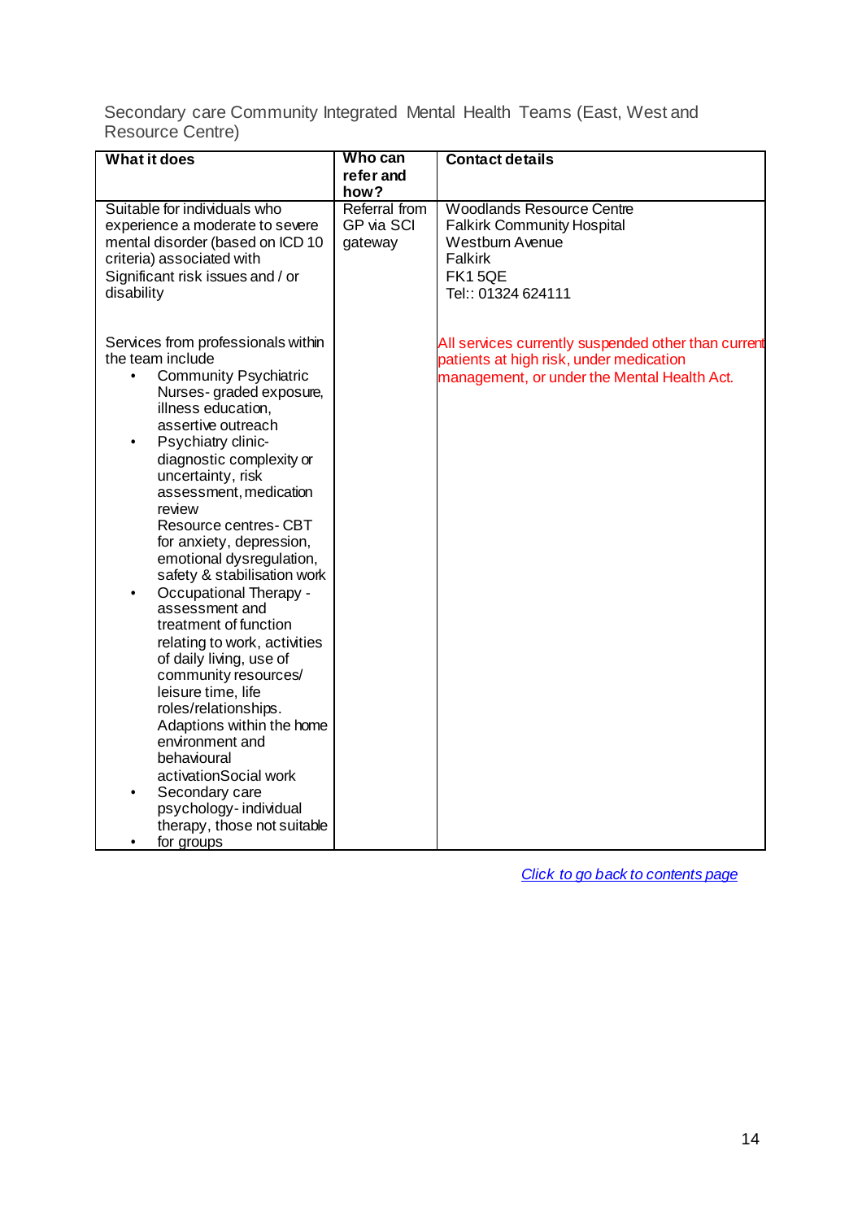Secondary care Community Integrated Mental Health Teams (East, West and Resource Centre)

| What it does | Who can refer and how? | Contact details |
|---|---|---|
| Suitable for individuals who experience a moderate to severe mental disorder (based on ICD 10 criteria) associated with Significant risk issues and / or disability<br><br>Services from professionals within the team include<br>• Community Psychiatric Nurses- graded exposure, illness education, assertive outreach<br>• Psychiatry clinic- diagnostic complexity or uncertainty, risk assessment, medication review<br>Resource centres- CBT for anxiety, depression, emotional dysregulation, safety & stabilisation work<br>• Occupational Therapy - assessment and treatment of function relating to work, activities of daily living, use of community resources/ leisure time, life roles/relationships. Adaptions within the home environment and behavioural activationSocial work<br>• Secondary care psychology- individual therapy, those not suitable<br>• for groups | Referral from GP via SCI gateway | Woodlands Resource Centre<br>Falkirk Community Hospital<br>Westburn Avenue<br>Falkirk<br>FK1 5QE<br>Tel:: 01324 624111<br><br>All services currently suspended other than current patients at high risk, under medication management, or under the Mental Health Act. |

*Click to go back to contents page*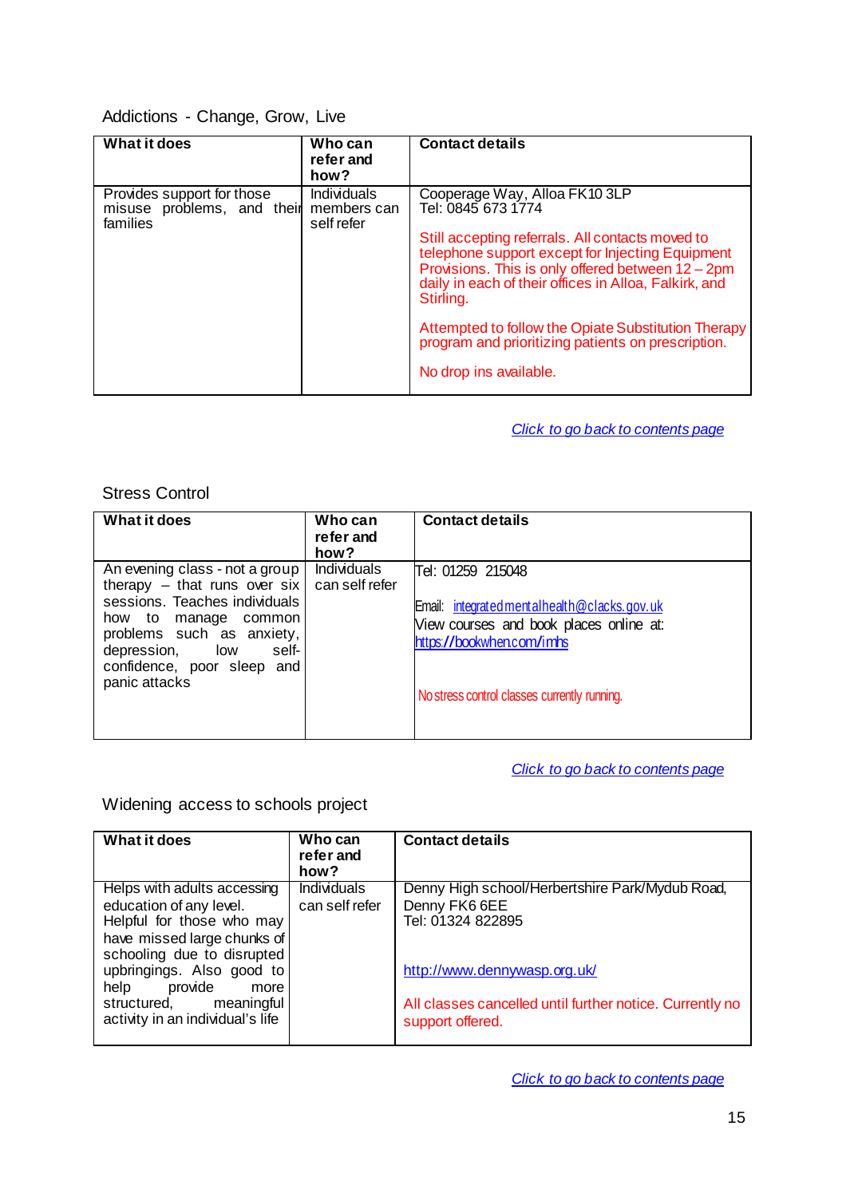## Addictions - Change, Grow, Live

| What it does | Who can refer and how? | Contact details |
|---|---|---|
| Provides support for those misuse problems, and their families | Individuals members can self refer | Cooperage Way, Alloa FK10 3LP<br>Tel: 0845 673 1774<br><br>Still accepting referrals. All contacts moved to telephone support except for Injecting Equipment Provisions. This is only offered between 12 – 2pm daily in each of their offices in Alloa, Falkirk, and Stirling.<br><br>Attempted to follow the Opiate Substitution Therapy program and prioritizing patients on prescription.<br><br>No drop ins available. |

[Click to go back to contents page](#)

## Stress Control

| What it does | Who can refer and how? | Contact details |
|---|---|---|
| An evening class - not a group therapy – that runs over six sessions. Teaches individuals how to manage common problems such as anxiety, depression, low self-confidence, poor sleep and panic attacks | Individuals can self refer | Tel: 01259 215048<br><br>Email: integratedmentalhealth@clacks.gov.uk<br>View courses and book places online at: https://bookwhen.com/imhs<br><br>No stress control classes currently running. |

[Click to go back to contents page](#)

## Widening access to schools project

| What it does | Who can refer and how? | Contact details |
|---|---|---|
| Helps with adults accessing education of any level. Helpful for those who may have missed large chunks of schooling due to disrupted upbringings. Also good to help provide more structured, meaningful activity in an individual's life | Individuals can self refer | Denny High school/Herbertshire Park/Mydub Road, Denny FK6 6EE<br>Tel: 01324 822895<br><br>http://www.dennywasp.org.uk/<br><br>All classes cancelled until further notice. Currently no support offered. |

[Click to go back to contents page](#)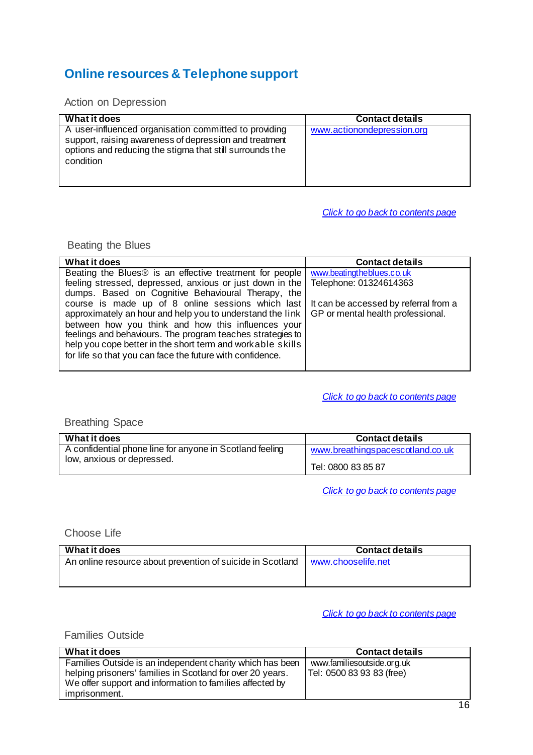## Online resources & Telephone support

### Action on Depression

| What it does | Contact details |
|---|---|
| A user-influenced organisation committed to providing support, raising awareness of depression and treatment options and reducing the stigma that still surrounds the condition | www.actionondepression.org |

*Click to go back to contents page*

### Beating the Blues

| What it does | Contact details |
|---|---|
| Beating the Blues® is an effective treatment for people feeling stressed, depressed, anxious or just down in the dumps. Based on Cognitive Behavioural Therapy, the course is made up of 8 online sessions which last approximately an hour and help you to understand the link between how you think and how this influences your feelings and behaviours. The program teaches strategies to help you cope better in the short term and workable skills for life so that you can face the future with confidence. | www.beatingtheblues.co.uk<br>Telephone: 01324614363<br><br>It can be accessed by referral from a GP or mental health professional. |

*Click to go back to contents page*

### Breathing Space

| What it does | Contact details |
|---|---|
| A confidential phone line for anyone in Scotland feeling low, anxious or depressed. | www.breathingspacescotland.co.uk<br><br>Tel: 0800 83 85 87 |

*Click to go back to contents page*

### Choose Life

| What it does | Contact details |
|---|---|
| An online resource about prevention of suicide in Scotland | www.chooselife.net |

*Click to go back to contents page*

### Families Outside

| What it does | Contact details |
|---|---|
| Families Outside is an independent charity which has been helping prisoners' families in Scotland for over 20 years. We offer support and information to families affected by imprisonment. | www.familiesoutside.org.uk<br>Tel: 0500 83 93 83 (free) |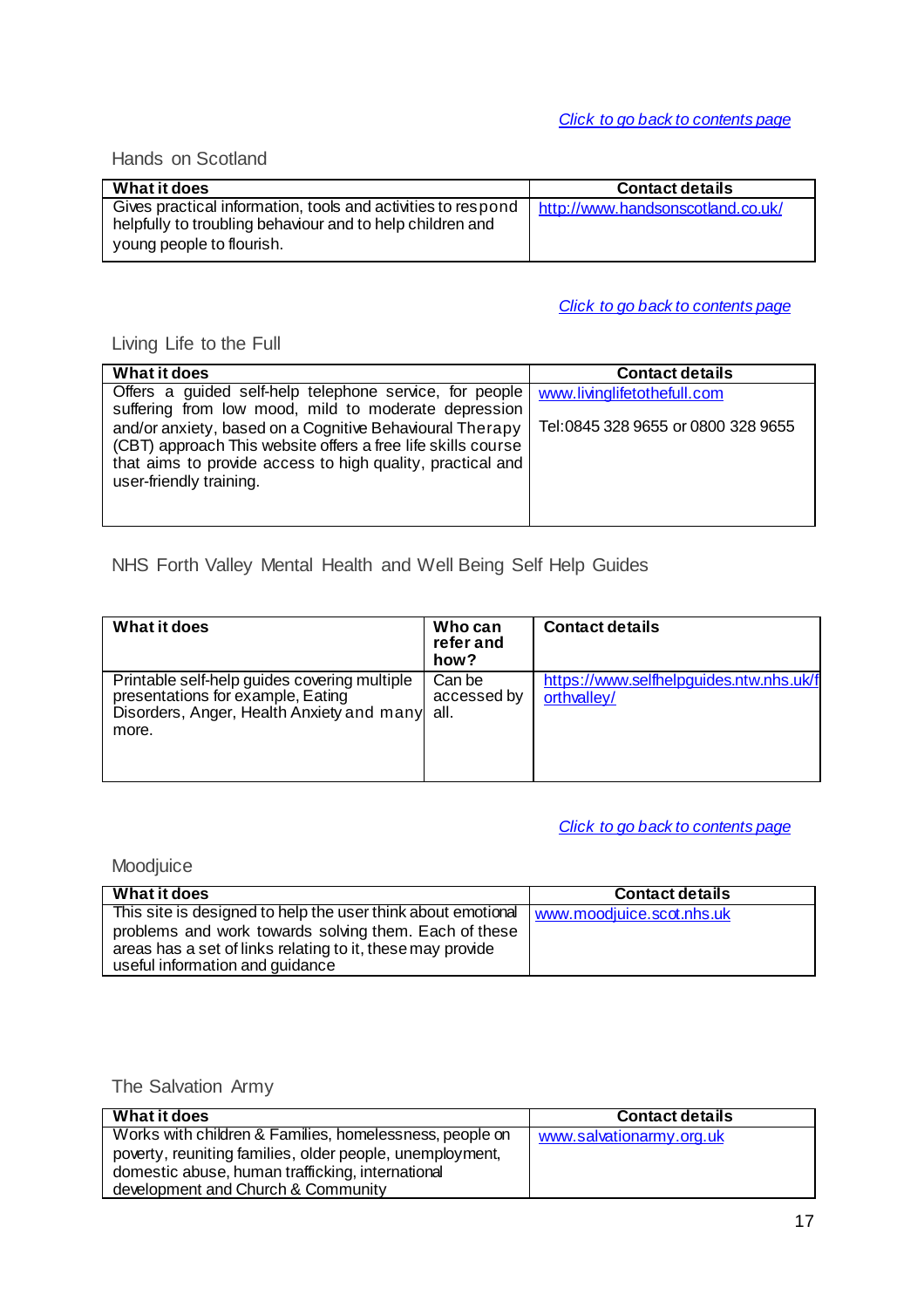[Click to go back to contents page]

## Hands on Scotland

| What it does | Contact details |
|---|---|
| Gives practical information, tools and activities to respond helpfully to troubling behaviour and to help children and young people to flourish. | http://www.handsonscotland.co.uk/ |

[Click to go back to contents page]

## Living Life to the Full

| What it does | Contact details |
|---|---|
| Offers a guided self-help telephone service, for people suffering from low mood, mild to moderate depression and/or anxiety, based on a Cognitive Behavioural Therapy (CBT) approach This website offers a free life skills course that aims to provide access to high quality, practical and user-friendly training. | www.livinglifetothefull.com<br><br>Tel:0845 328 9655 or 0800 328 9655 |

## NHS Forth Valley Mental Health and Well Being Self Help Guides

| What it does | Who can refer and how? | Contact details |
|---|---|---|
| Printable self-help guides covering multiple presentations for example, Eating Disorders, Anger, Health Anxiety and many more. | Can be accessed by all. | https://www.selfhelpguides.ntw.nhs.uk/forthvalley/ |

[Click to go back to contents page]

## Moodjuice

| What it does | Contact details |
|---|---|
| This site is designed to help the user think about emotional problems and work towards solving them. Each of these areas has a set of links relating to it, these may provide useful information and guidance | www.moodjuice.scot.nhs.uk |

## The Salvation Army

| What it does | Contact details |
|---|---|
| Works with children & Families, homelessness, people on poverty, reuniting families, older people, unemployment, domestic abuse, human trafficking, international development and Church & Community | www.salvationarmy.org.uk |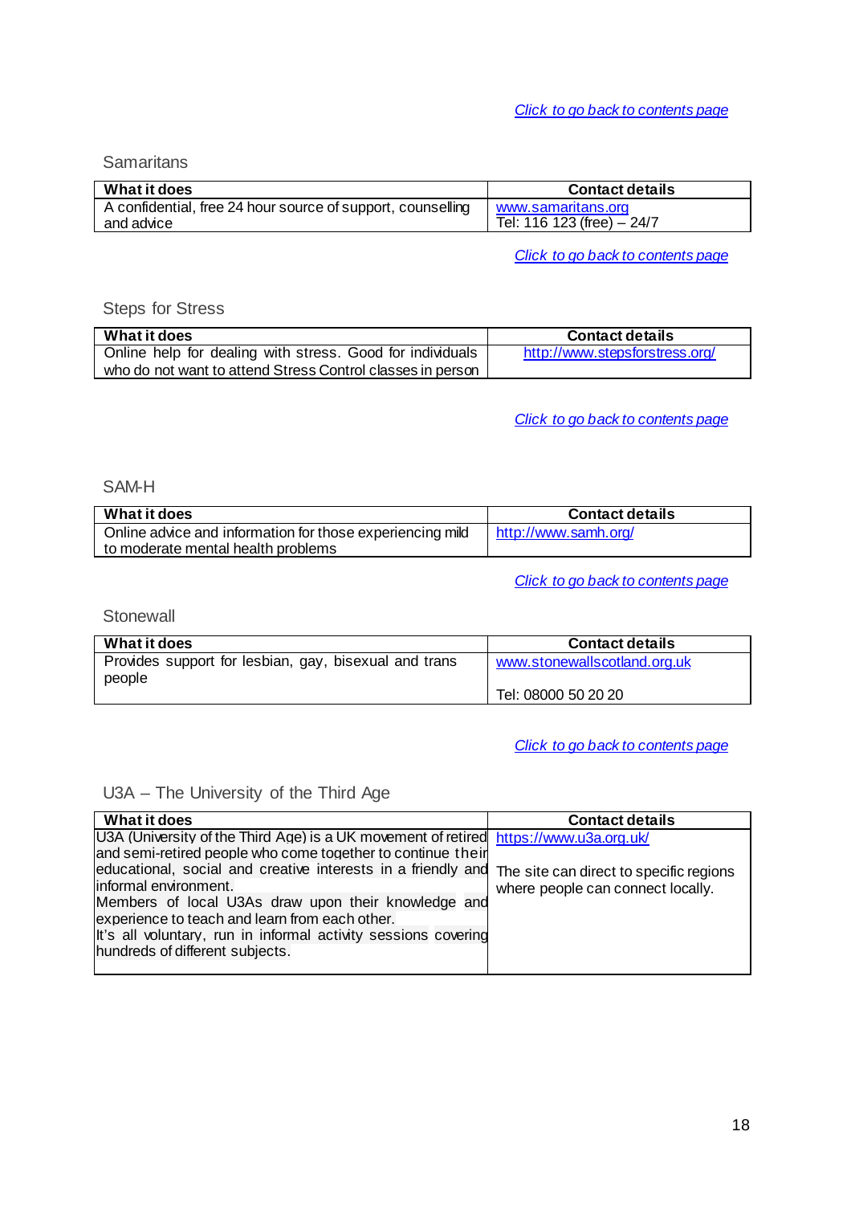*Click to go back to contents page*

## Samaritans

| What it does | Contact details |
|---|---|
| A confidential, free 24 hour source of support, counselling and advice | www.samaritans.org<br>Tel: 116 123 (free) – 24/7 |

*Click to go back to contents page*

## Steps for Stress

| What it does | Contact details |
|---|---|
| Online help for dealing with stress. Good for individuals who do not want to attend Stress Control classes in person | http://www.stepsforstress.org/ |

*Click to go back to contents page*

## SAM-H

| What it does | Contact details |
|---|---|
| Online advice and information for those experiencing mild to moderate mental health problems | http://www.samh.org/ |

*Click to go back to contents page*

## Stonewall

| What it does | Contact details |
|---|---|
| Provides support for lesbian, gay, bisexual and trans people | www.stonewallscotland.org.uk<br><br>Tel: 08000 50 20 20 |

*Click to go back to contents page*

## U3A – The University of the Third Age

| What it does | Contact details |
|---|---|
| U3A (University of the Third Age) is a UK movement of retired and semi-retired people who come together to continue their educational, social and creative interests in a friendly and informal environment.<br>Members of local U3As draw upon their knowledge and experience to teach and learn from each other.<br>It's all voluntary, run in informal activity sessions covering hundreds of different subjects. | https://www.u3a.org.uk/<br><br>The site can direct to specific regions where people can connect locally. |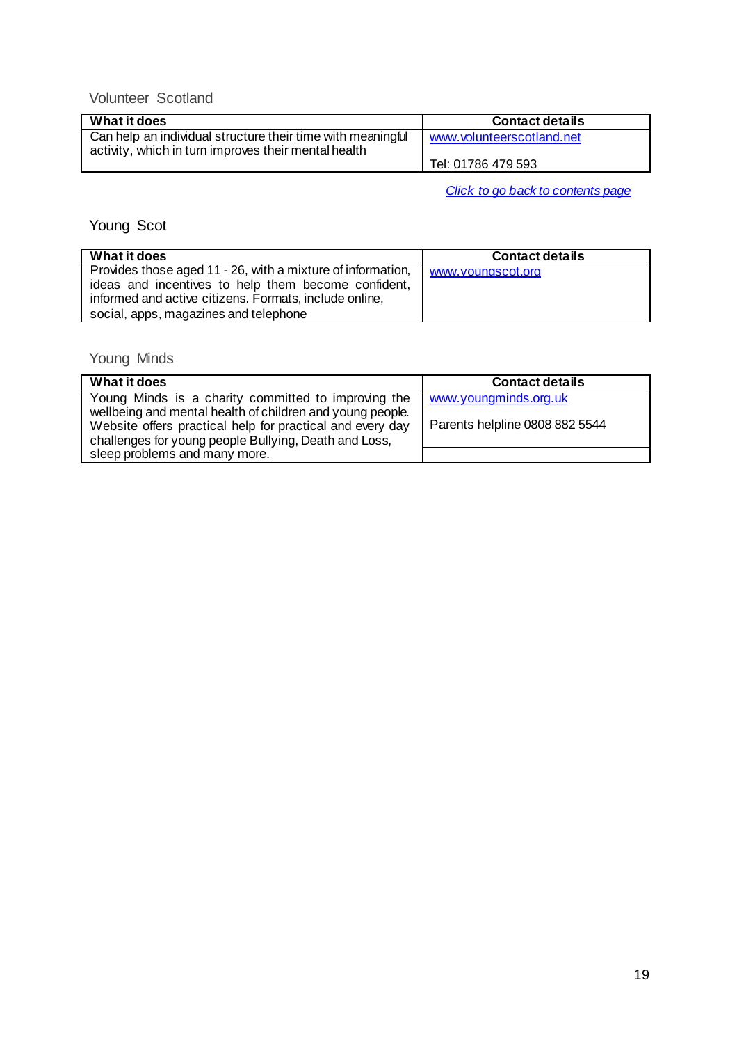## Volunteer Scotland

| What it does | Contact details |
|---|---|
| Can help an individual structure their time with meaningful activity, which in turn improves their mental health | www.volunteerscotland.net<br><br>Tel: 01786 479 593 |

*Click to go back to contents page*

## Young Scot

| What it does | Contact details |
|---|---|
| Provides those aged 11 - 26, with a mixture of information, ideas and incentives to help them become confident, informed and active citizens. Formats, include online, social, apps, magazines and telephone | www.youngscot.org |

## Young Minds

| What it does | Contact details |
|---|---|
| Young Minds is a charity committed to improving the wellbeing and mental health of children and young people. Website offers practical help for practical and every day challenges for young people Bullying, Death and Loss, sleep problems and many more. | www.youngminds.org.uk<br><br>Parents helpline 0808 882 5544 |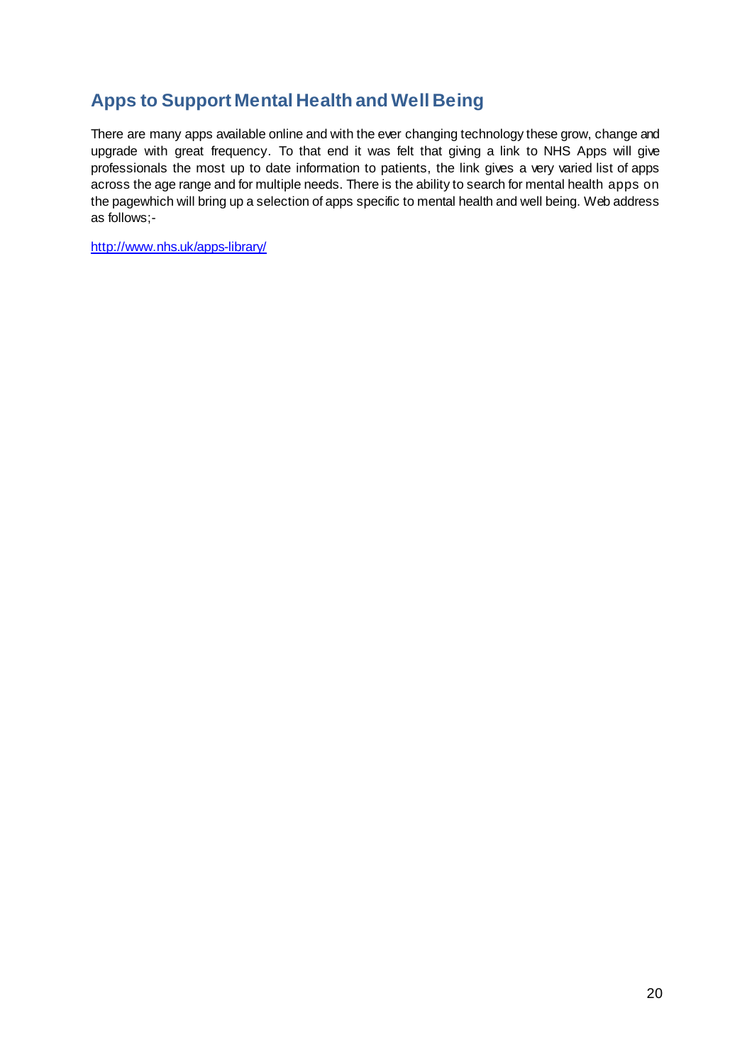## Apps to Support Mental Health and Well Being

There are many apps available online and with the ever changing technology these grow, change and upgrade with great frequency. To that end it was felt that giving a link to NHS Apps will give professionals the most up to date information to patients, the link gives a very varied list of apps across the age range and for multiple needs. There is the ability to search for mental health apps on the pagewhich will bring up a selection of apps specific to mental health and well being. Web address as follows;-

http://www.nhs.uk/apps-library/